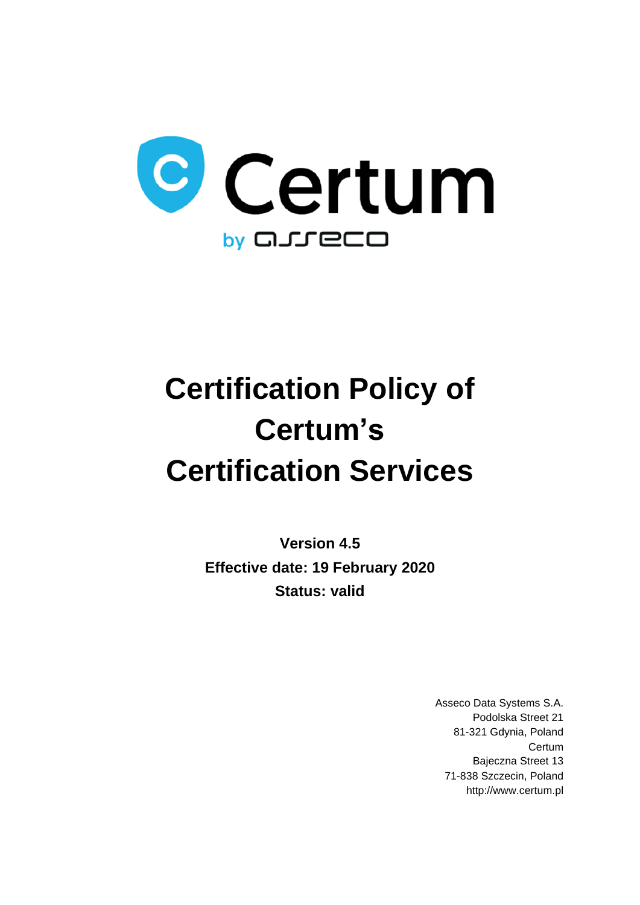Certum

by asseco

# Certification Policy of Certum's Certification Services

**Version 4.5**
**Effective date: 19 February 2020**
**Status: valid**

Asseco Data Systems S.A.
Podolska Street 21
81-321 Gdynia, Poland
Certum
Bajeczna Street 13
71-838 Szczecin, Poland
http://www.certum.pl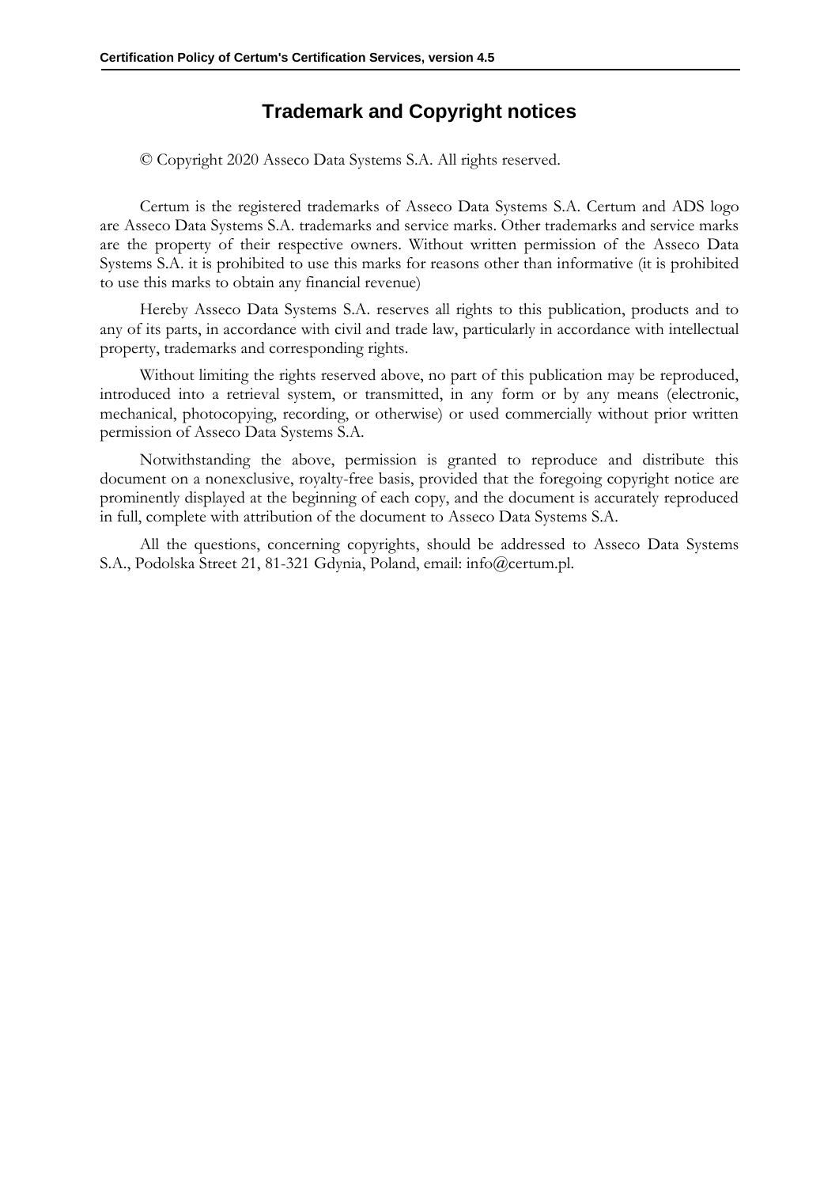## Trademark and Copyright notices

© Copyright 2020 Asseco Data Systems S.A. All rights reserved.

Certum is the registered trademarks of Asseco Data Systems S.A. Certum and ADS logo are Asseco Data Systems S.A. trademarks and service marks. Other trademarks and service marks are the property of their respective owners. Without written permission of the Asseco Data Systems S.A. it is prohibited to use this marks for reasons other than informative (it is prohibited to use this marks to obtain any financial revenue)

Hereby Asseco Data Systems S.A. reserves all rights to this publication, products and to any of its parts, in accordance with civil and trade law, particularly in accordance with intellectual property, trademarks and corresponding rights.

Without limiting the rights reserved above, no part of this publication may be reproduced, introduced into a retrieval system, or transmitted, in any form or by any means (electronic, mechanical, photocopying, recording, or otherwise) or used commercially without prior written permission of Asseco Data Systems S.A.

Notwithstanding the above, permission is granted to reproduce and distribute this document on a nonexclusive, royalty-free basis, provided that the foregoing copyright notice are prominently displayed at the beginning of each copy, and the document is accurately reproduced in full, complete with attribution of the document to Asseco Data Systems S.A.

All the questions, concerning copyrights, should be addressed to Asseco Data Systems S.A., Podolska Street 21, 81-321 Gdynia, Poland, email: info@certum.pl.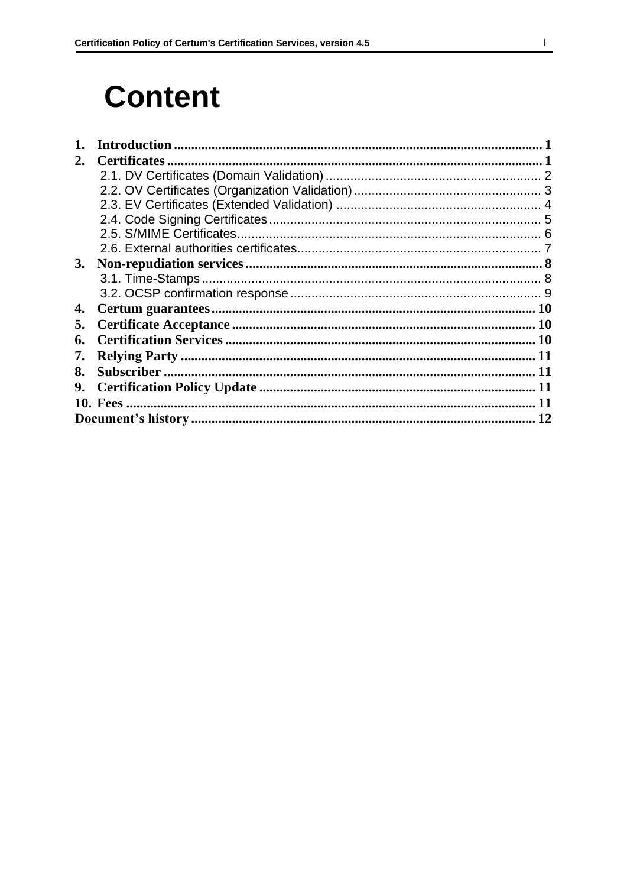# Content

1. **Introduction** ........ 1
2. **Certificates** ........ 1
    - 2.1. DV Certificates (Domain Validation) ........ 2
    - 2.2. OV Certificates (Organization Validation) ........ 3
    - 2.3. EV Certificates (Extended Validation) ........ 4
    - 2.4. Code Signing Certificates ........ 5
    - 2.5. S/MIME Certificates ........ 6
    - 2.6. External authorities certificates ........ 7
3. **Non-repudiation services** ........ 8
    - 3.1. Time-Stamps ........ 8
    - 3.2. OCSP confirmation response ........ 9
4. **Certum guarantees** ........ 10
5. **Certificate Acceptance** ........ 10
6. **Certification Services** ........ 10
7. **Relying Party** ........ 11
8. **Subscriber** ........ 11
9. **Certification Policy Update** ........ 11
10. **Fees** ........ 11

**Document's history** ........ 12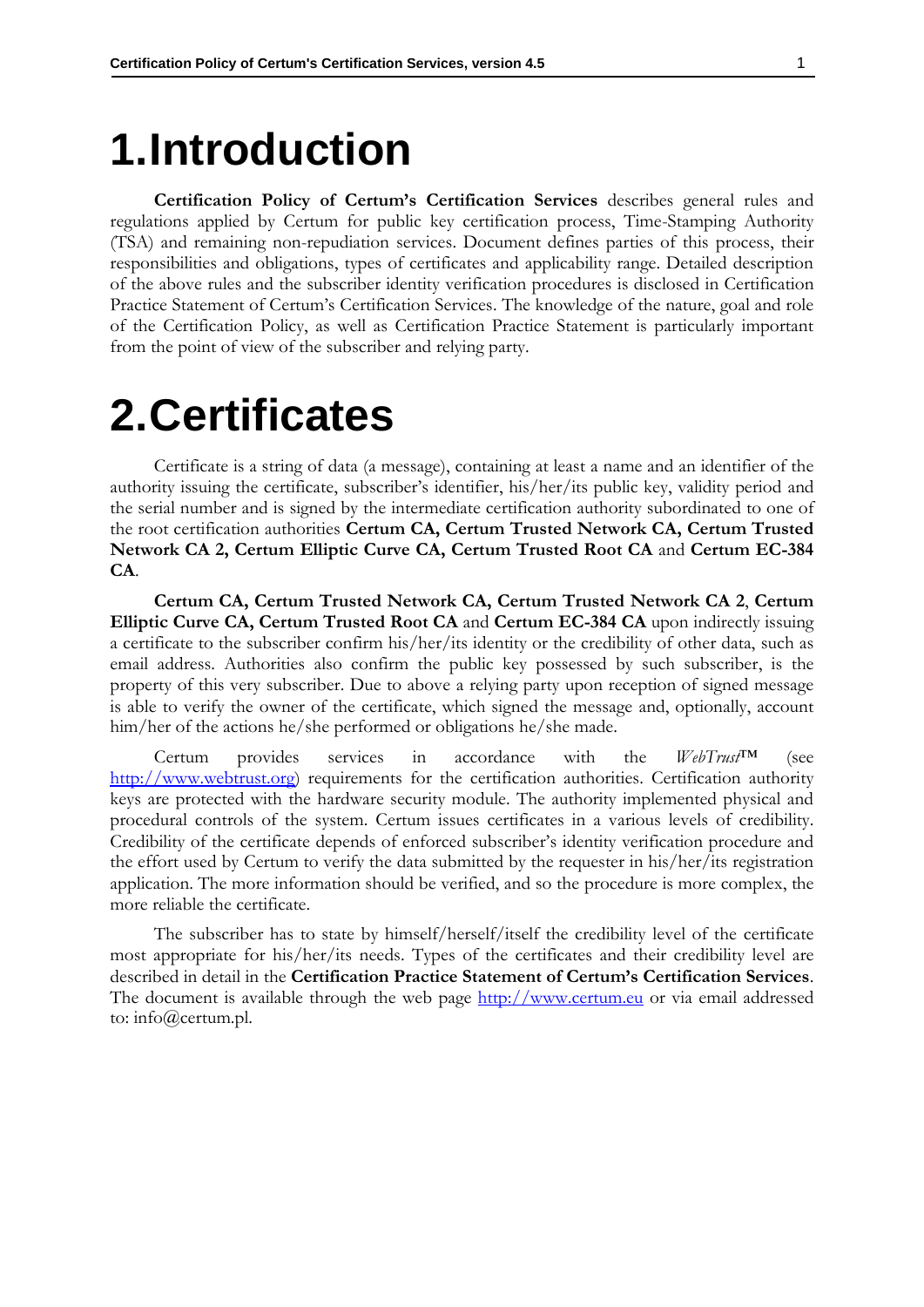# 1. Introduction

**Certification Policy of Certum's Certification Services** describes general rules and regulations applied by Certum for public key certification process, Time-Stamping Authority (TSA) and remaining non-repudiation services. Document defines parties of this process, their responsibilities and obligations, types of certificates and applicability range. Detailed description of the above rules and the subscriber identity verification procedures is disclosed in Certification Practice Statement of Certum's Certification Services. The knowledge of the nature, goal and role of the Certification Policy, as well as Certification Practice Statement is particularly important from the point of view of the subscriber and relying party.

# 2. Certificates

Certificate is a string of data (a message), containing at least a name and an identifier of the authority issuing the certificate, subscriber's identifier, his/her/its public key, validity period and the serial number and is signed by the intermediate certification authority subordinated to one of the root certification authorities **Certum CA, Certum Trusted Network CA, Certum Trusted Network CA 2, Certum Elliptic Curve CA, Certum Trusted Root CA** and **Certum EC-384 CA**.

**Certum CA, Certum Trusted Network CA, Certum Trusted Network CA 2**, **Certum Elliptic Curve CA, Certum Trusted Root CA** and **Certum EC-384 CA** upon indirectly issuing a certificate to the subscriber confirm his/her/its identity or the credibility of other data, such as email address. Authorities also confirm the public key possessed by such subscriber, is the property of this very subscriber. Due to above a relying party upon reception of signed message is able to verify the owner of the certificate, which signed the message and, optionally, account him/her of the actions he/she performed or obligations he/she made.

Certum provides services in accordance with the *WebTrust*™ (see http://www.webtrust.org) requirements for the certification authorities. Certification authority keys are protected with the hardware security module. The authority implemented physical and procedural controls of the system. Certum issues certificates in a various levels of credibility. Credibility of the certificate depends of enforced subscriber's identity verification procedure and the effort used by Certum to verify the data submitted by the requester in his/her/its registration application. The more information should be verified, and so the procedure is more complex, the more reliable the certificate.

The subscriber has to state by himself/herself/itself the credibility level of the certificate most appropriate for his/her/its needs. Types of the certificates and their credibility level are described in detail in the **Certification Practice Statement of Certum's Certification Services**. The document is available through the web page http://www.certum.eu or via email addressed to: info@certum.pl.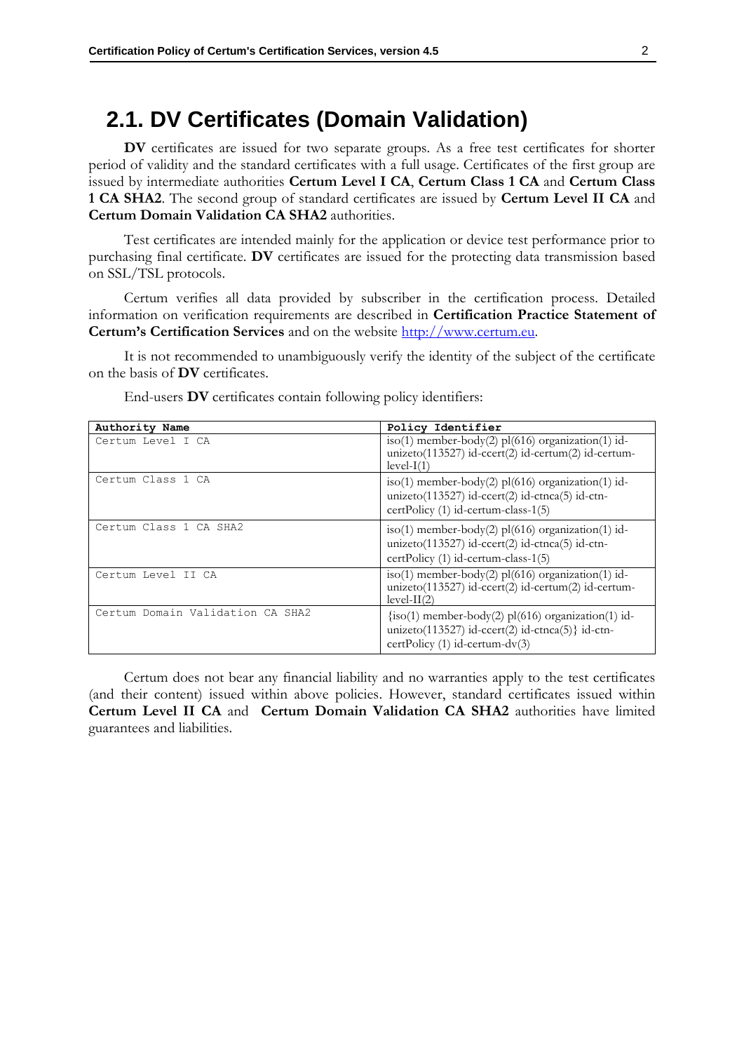## 2.1. DV Certificates (Domain Validation)

**DV** certificates are issued for two separate groups. As a free test certificates for shorter period of validity and the standard certificates with a full usage. Certificates of the first group are issued by intermediate authorities **Certum Level I CA**, **Certum Class 1 CA** and **Certum Class 1 CA SHA2**. The second group of standard certificates are issued by **Certum Level II CA** and **Certum Domain Validation CA SHA2** authorities.

Test certificates are intended mainly for the application or device test performance prior to purchasing final certificate. **DV** certificates are issued for the protecting data transmission based on SSL/TSL protocols.

Certum verifies all data provided by subscriber in the certification process. Detailed information on verification requirements are described in **Certification Practice Statement of Certum's Certification Services** and on the website http://www.certum.eu.

It is not recommended to unambiguously verify the identity of the subject of the certificate on the basis of **DV** certificates.

End-users **DV** certificates contain following policy identifiers:

| Authority Name | Policy Identifier |
|---|---|
| Certum Level I CA | iso(1) member-body(2) pl(616) organization(1) id-unizeto(113527) id-ccert(2) id-certum(2) id-certum-level-I(1) |
| Certum Class 1 CA | iso(1) member-body(2) pl(616) organization(1) id-unizeto(113527) id-ccert(2) id-ctnca(5) id-ctn-certPolicy (1) id-certum-class-1(5) |
| Certum Class 1 CA SHA2 | iso(1) member-body(2) pl(616) organization(1) id-unizeto(113527) id-ccert(2) id-ctnca(5) id-ctn-certPolicy (1) id-certum-class-1(5) |
| Certum Level II CA | iso(1) member-body(2) pl(616) organization(1) id-unizeto(113527) id-ccert(2) id-certum(2) id-certum-level-II(2) |
| Certum Domain Validation CA SHA2 | {iso(1) member-body(2) pl(616) organization(1) id-unizeto(113527) id-ccert(2) id-ctnca(5)} id-ctn-certPolicy (1) id-certum-dv(3) |

Certum does not bear any financial liability and no warranties apply to the test certificates (and their content) issued within above policies. However, standard certificates issued within **Certum Level II CA** and **Certum Domain Validation CA SHA2** authorities have limited guarantees and liabilities.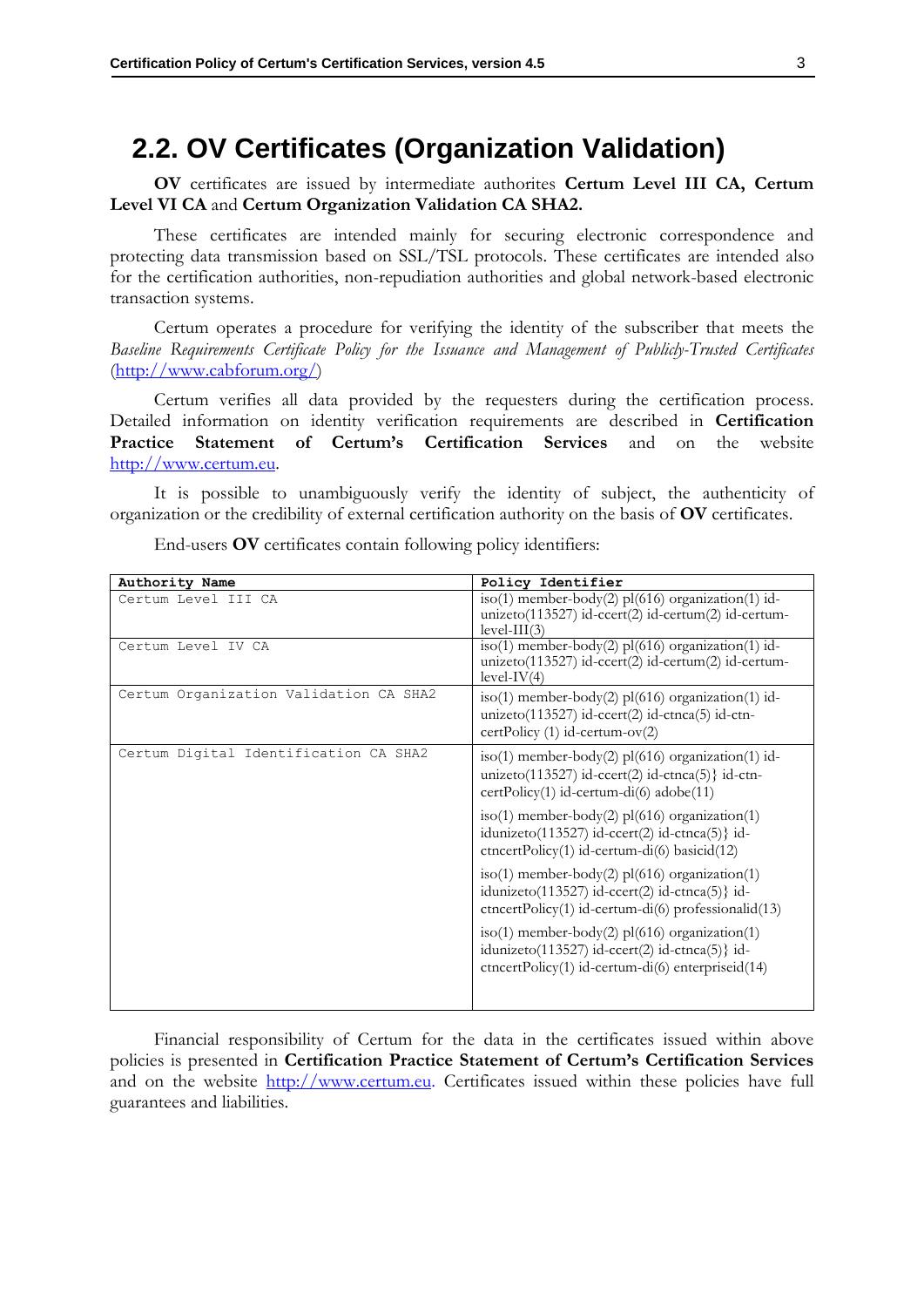## 2.2. OV Certificates (Organization Validation)

**OV** certificates are issued by intermediate authorites **Certum Level III CA, Certum Level VI CA** and **Certum Organization Validation CA SHA2.**

These certificates are intended mainly for securing electronic correspondence and protecting data transmission based on SSL/TSL protocols. These certificates are intended also for the certification authorities, non-repudiation authorities and global network-based electronic transaction systems.

Certum operates a procedure for verifying the identity of the subscriber that meets the *Baseline Requirements Certificate Policy for the Issuance and Management of Publicly-Trusted Certificates* (http://www.cabforum.org/)

Certum verifies all data provided by the requesters during the certification process. Detailed information on identity verification requirements are described in **Certification Practice Statement of Certum's Certification Services** and on the website http://www.certum.eu.

It is possible to unambiguously verify the identity of subject, the authenticity of organization or the credibility of external certification authority on the basis of **OV** certificates.

End-users **OV** certificates contain following policy identifiers:

| Authority Name | Policy Identifier |
|---|---|
| Certum Level III CA | iso(1) member-body(2) pl(616) organization(1) id-unizeto(113527) id-ccert(2) id-certum(2) id-certum-level-III(3) |
| Certum Level IV CA | iso(1) member-body(2) pl(616) organization(1) id-unizeto(113527) id-ccert(2) id-certum(2) id-certum-level-IV(4) |
| Certum Organization Validation CA SHA2 | iso(1) member-body(2) pl(616) organization(1) id-unizeto(113527) id-ccert(2) id-ctnca(5) id-ctn-certPolicy (1) id-certum-ov(2) |
| Certum Digital Identification CA SHA2 | iso(1) member-body(2) pl(616) organization(1) id-unizeto(113527) id-ccert(2) id-ctnca(5)} id-ctn-certPolicy(1) id-certum-di(6) adobe(11)<br><br>iso(1) member-body(2) pl(616) organization(1) idunizeto(113527) id-ccert(2) id-ctnca(5)} id-ctncertPolicy(1) id-certum-di(6) basicid(12)<br><br>iso(1) member-body(2) pl(616) organization(1) idunizeto(113527) id-ccert(2) id-ctnca(5)} id-ctncertPolicy(1) id-certum-di(6) professionalid(13)<br><br>iso(1) member-body(2) pl(616) organization(1) idunizeto(113527) id-ccert(2) id-ctnca(5)} id-ctncertPolicy(1) id-certum-di(6) enterpriseid(14) |

Financial responsibility of Certum for the data in the certificates issued within above policies is presented in **Certification Practice Statement of Certum's Certification Services** and on the website http://www.certum.eu. Certificates issued within these policies have full guarantees and liabilities.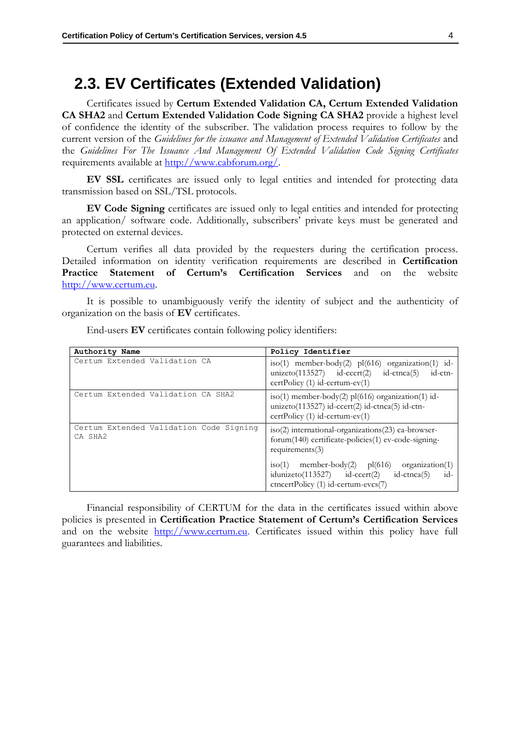## 2.3. EV Certificates (Extended Validation)

Certificates issued by **Certum Extended Validation CA, Certum Extended Validation CA SHA2** and **Certum Extended Validation Code Signing CA SHA2** provide a highest level of confidence the identity of the subscriber. The validation process requires to follow by the current version of the *Guidelines for the issuance and Management of Extended Validation Certificates* and the *Guidelines For The Issuance And Management Of Extended Validation Code Signing Certificates* requirements available at http://www.cabforum.org/.

**EV SSL** certificates are issued only to legal entities and intended for protecting data transmission based on SSL/TSL protocols.

**EV Code Signing** certificates are issued only to legal entities and intended for protecting an application/ software code. Additionally, subscribers' private keys must be generated and protected on external devices.

Certum verifies all data provided by the requesters during the certification process. Detailed information on identity verification requirements are described in **Certification Practice Statement of Certum's Certification Services** and on the website http://www.certum.eu.

It is possible to unambiguously verify the identity of subject and the authenticity of organization on the basis of **EV** certificates.

End-users **EV** certificates contain following policy identifiers:

| **Authority Name** | **Policy Identifier** |
|---|---|
| Certum Extended Validation CA | iso(1) member-body(2) pl(616) organization(1) id-unizeto(113527) id-ccert(2) id-ctnca(5) id-ctn-certPolicy (1) id-certum-ev(1) |
| Certum Extended Validation CA SHA2 | iso(1) member-body(2) pl(616) organization(1) id-unizeto(113527) id-ccert(2) id-ctnca(5) id-ctn-certPolicy (1) id-certum-ev(1) |
| Certum Extended Validation Code Signing CA SHA2 | iso(2) international-organizations(23) ca-browser-forum(140) certificate-policies(1) ev-code-signing-requirements(3)<br><br>iso(1) member-body(2) pl(616) organization(1) idunizeto(113527) id-ccert(2) id-ctnca(5) id-ctncertPolicy (1) id-certum-evcs(7) |

Financial responsibility of CERTUM for the data in the certificates issued within above policies is presented in **Certification Practice Statement of Certum's Certification Services** and on the website http://www.certum.eu. Certificates issued within this policy have full guarantees and liabilities.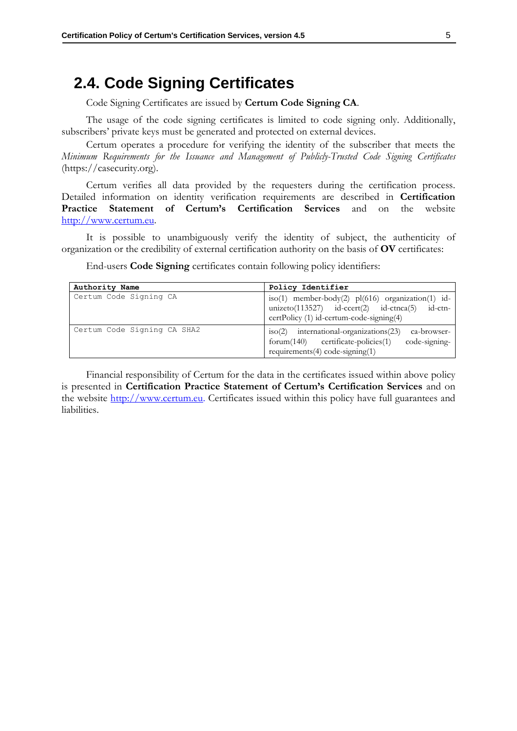## 2.4. Code Signing Certificates

Code Signing Certificates are issued by **Certum Code Signing CA**.

The usage of the code signing certificates is limited to code signing only. Additionally, subscribers' private keys must be generated and protected on external devices.

Certum operates a procedure for verifying the identity of the subscriber that meets the *Minimum Requirements for the Issuance and Management of Publicly-Trusted Code Signing Certificates* (https://casecurity.org).

Certum verifies all data provided by the requesters during the certification process. Detailed information on identity verification requirements are described in **Certification Practice Statement of Certum's Certification Services** and on the website [http://www.certum.eu](http://www.certum.eu).

It is possible to unambiguously verify the identity of subject, the authenticity of organization or the credibility of external certification authority on the basis of **OV** certificates:

End-users **Code Signing** certificates contain following policy identifiers:

| Authority Name | Policy Identifier |
|---|---|
| Certum Code Signing CA | iso(1) member-body(2) pl(616) organization(1) id-unizeto(113527) id-ccert(2) id-ctnca(5) id-ctn-certPolicy (1) id-certum-code-signing(4) |
| Certum Code Signing CA SHA2 | iso(2) international-organizations(23) ca-browser-forum(140) certificate-policies(1) code-signing-requirements(4) code-signing(1) |

Financial responsibility of Certum for the data in the certificates issued within above policy is presented in **Certification Practice Statement of Certum's Certification Services** and on the website [http://www.certum.eu](http://www.certum.eu). Certificates issued within this policy have full guarantees and liabilities.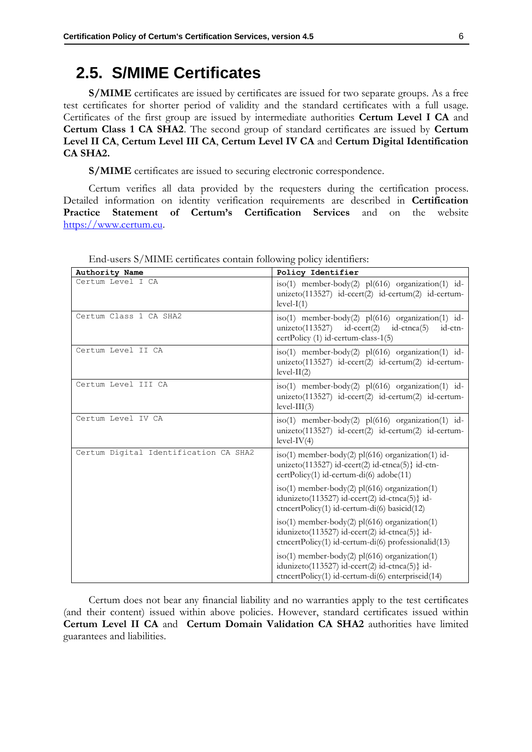## 2.5. S/MIME Certificates

**S/MIME** certificates are issued by certificates are issued for two separate groups. As a free test certificates for shorter period of validity and the standard certificates with a full usage. Certificates of the first group are issued by intermediate authorities **Certum Level I CA** and **Certum Class 1 CA SHA2**. The second group of standard certificates are issued by **Certum Level II CA**, **Certum Level III CA**, **Certum Level IV CA** and **Certum Digital Identification CA SHA2.**

**S/MIME** certificates are issued to securing electronic correspondence.

Certum verifies all data provided by the requesters during the certification process. Detailed information on identity verification requirements are described in **Certification Practice Statement of Certum's Certification Services** and on the website https://www.certum.eu.

End-users S/MIME certificates contain following policy identifiers:

| Authority Name | Policy Identifier |
|---|---|
| Certum Level I CA | iso(1) member-body(2) pl(616) organization(1) id-unizeto(113527) id-ccert(2) id-certum(2) id-certum-level-I(1) |
| Certum Class 1 CA SHA2 | iso(1) member-body(2) pl(616) organization(1) id-unizeto(113527) id-ccert(2) id-ctnca(5) id-ctn-certPolicy (1) id-certum-class-1(5) |
| Certum Level II CA | iso(1) member-body(2) pl(616) organization(1) id-unizeto(113527) id-ccert(2) id-certum(2) id-certum-level-II(2) |
| Certum Level III CA | iso(1) member-body(2) pl(616) organization(1) id-unizeto(113527) id-ccert(2) id-certum(2) id-certum-level-III(3) |
| Certum Level IV CA | iso(1) member-body(2) pl(616) organization(1) id-unizeto(113527) id-ccert(2) id-certum(2) id-certum-level-IV(4) |
| Certum Digital Identification CA SHA2 | iso(1) member-body(2) pl(616) organization(1) id-unizeto(113527) id-ccert(2) id-ctnca(5)} id-ctn-certPolicy(1) id-certum-di(6) adobe(11) |
| | iso(1) member-body(2) pl(616) organization(1) idunizeto(113527) id-ccert(2) id-ctnca(5)} id-ctncertPolicy(1) id-certum-di(6) basicid(12) |
| | iso(1) member-body(2) pl(616) organization(1) idunizeto(113527) id-ccert(2) id-ctnca(5)} id-ctncertPolicy(1) id-certum-di(6) professionalid(13) |
| | iso(1) member-body(2) pl(616) organization(1) idunizeto(113527) id-ccert(2) id-ctnca(5)} id-ctncertPolicy(1) id-certum-di(6) enterpriseid(14) |

Certum does not bear any financial liability and no warranties apply to the test certificates (and their content) issued within above policies. However, standard certificates issued within **Certum Level II CA** and **Certum Domain Validation CA SHA2** authorities have limited guarantees and liabilities.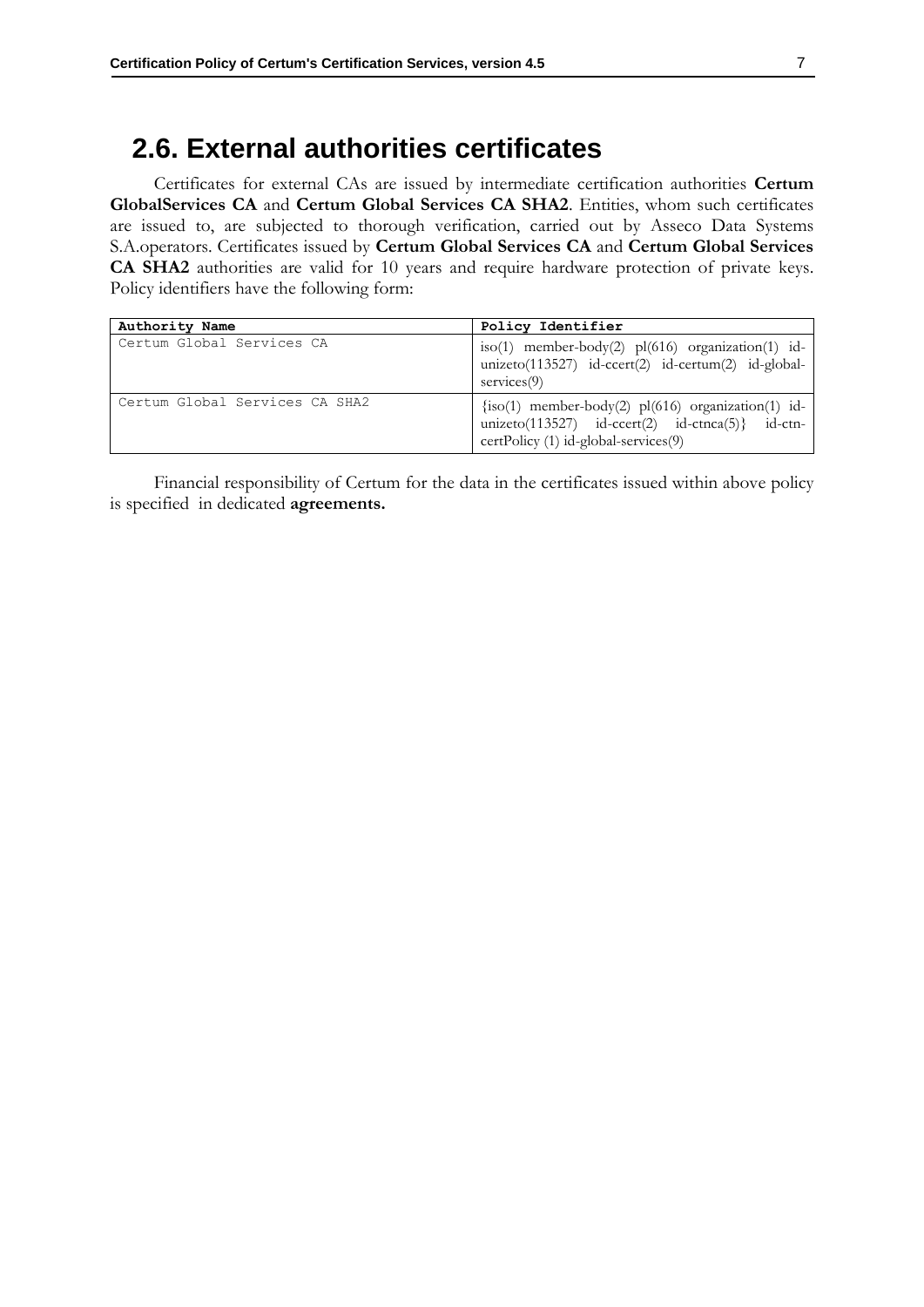## 2.6. External authorities certificates

Certificates for external CAs are issued by intermediate certification authorities **Certum GlobalServices CA** and **Certum Global Services CA SHA2**. Entities, whom such certificates are issued to, are subjected to thorough verification, carried out by Asseco Data Systems S.A.operators. Certificates issued by **Certum Global Services CA** and **Certum Global Services CA SHA2** authorities are valid for 10 years and require hardware protection of private keys. Policy identifiers have the following form:

| Authority Name | Policy Identifier |
|---|---|
| Certum Global Services CA | iso(1) member-body(2) pl(616) organization(1) id-unizeto(113527) id-ccert(2) id-certum(2) id-global-services(9) |
| Certum Global Services CA SHA2 | {iso(1) member-body(2) pl(616) organization(1) id-unizeto(113527) id-ccert(2) id-ctnca(5)} id-ctn-certPolicy (1) id-global-services(9) |

Financial responsibility of Certum for the data in the certificates issued within above policy is specified in dedicated **agreements.**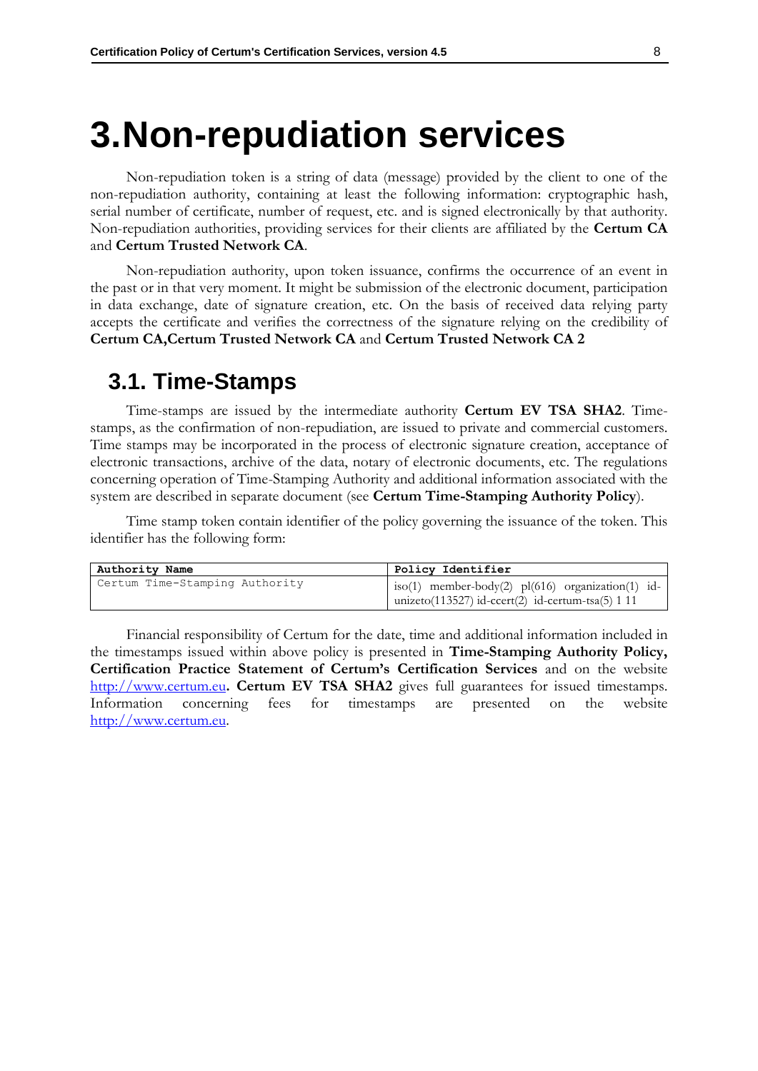# 3.Non-repudiation services

Non-repudiation token is a string of data (message) provided by the client to one of the non-repudiation authority, containing at least the following information: cryptographic hash, serial number of certificate, number of request, etc. and is signed electronically by that authority. Non-repudiation authorities, providing services for their clients are affiliated by the **Certum CA** and **Certum Trusted Network CA**.

Non-repudiation authority, upon token issuance, confirms the occurrence of an event in the past or in that very moment. It might be submission of the electronic document, participation in data exchange, date of signature creation, etc. On the basis of received data relying party accepts the certificate and verifies the correctness of the signature relying on the credibility of **Certum CA,Certum Trusted Network CA** and **Certum Trusted Network CA 2**

## 3.1. Time-Stamps

Time-stamps are issued by the intermediate authority **Certum EV TSA SHA2**. Time-stamps, as the confirmation of non-repudiation, are issued to private and commercial customers. Time stamps may be incorporated in the process of electronic signature creation, acceptance of electronic transactions, archive of the data, notary of electronic documents, etc. The regulations concerning operation of Time-Stamping Authority and additional information associated with the system are described in separate document (see **Certum Time-Stamping Authority Policy**).

Time stamp token contain identifier of the policy governing the issuance of the token. This identifier has the following form:

| Authority Name | Policy Identifier |
| --- | --- |
| Certum Time-Stamping Authority | iso(1) member-body(2) pl(616) organization(1) id-unizeto(113527) id-ccert(2) id-certum-tsa(5) 1 11 |

Financial responsibility of Certum for the date, time and additional information included in the timestamps issued within above policy is presented in **Time-Stamping Authority Policy, Certification Practice Statement of Certum's Certification Services** and on the website http://www.certum.eu**. Certum EV TSA SHA2** gives full guarantees for issued timestamps. Information concerning fees for timestamps are presented on the website http://www.certum.eu.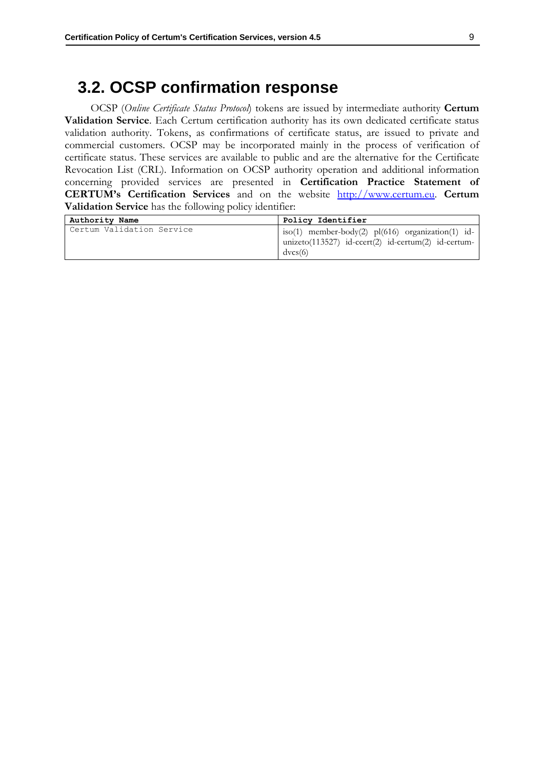## 3.2. OCSP confirmation response

OCSP (*Online Certificate Status Protocol*) tokens are issued by intermediate authority **Certum Validation Service**. Each Certum certification authority has its own dedicated certificate status validation authority. Tokens, as confirmations of certificate status, are issued to private and commercial customers. OCSP may be incorporated mainly in the process of verification of certificate status. These services are available to public and are the alternative for the Certificate Revocation List (CRL). Information on OCSP authority operation and additional information concerning provided services are presented in **Certification Practice Statement of CERTUM's Certification Services** and on the website http://www.certum.eu. **Certum Validation Service** has the following policy identifier:

| Authority Name | Policy Identifier |
|---|---|
| Certum Validation Service | iso(1) member-body(2) pl(616) organization(1) id-unizeto(113527) id-ccert(2) id-certum(2) id-certum-dvcs(6) |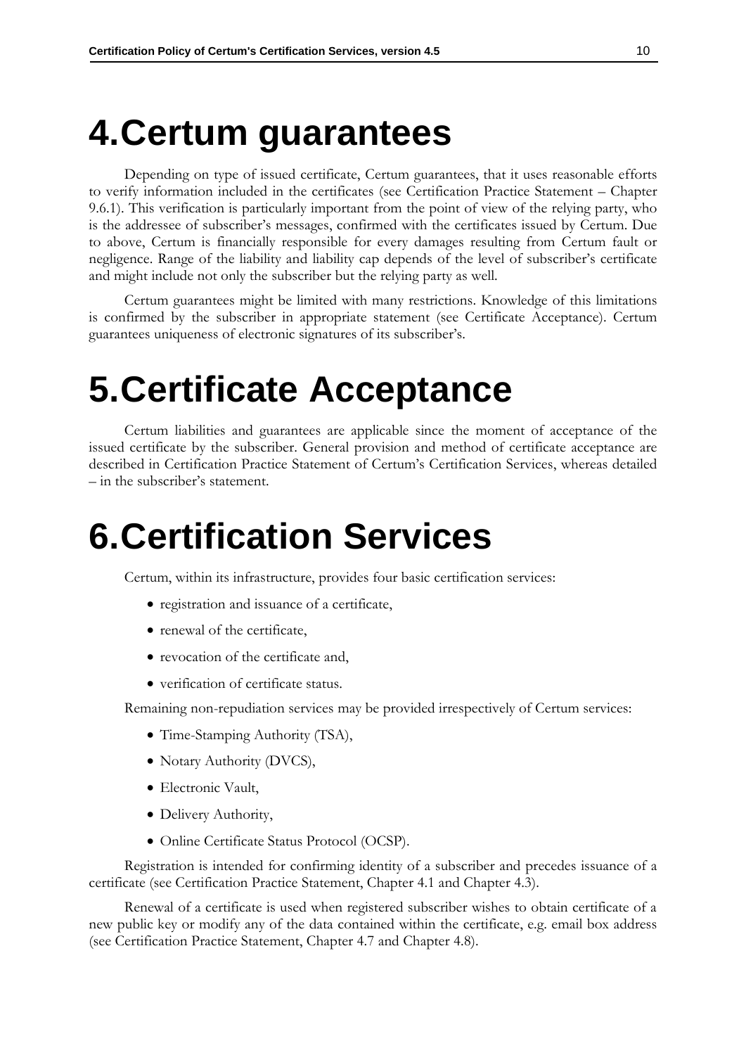# 4. Certum guarantees

Depending on type of issued certificate, Certum guarantees, that it uses reasonable efforts to verify information included in the certificates (see Certification Practice Statement – Chapter 9.6.1). This verification is particularly important from the point of view of the relying party, who is the addressee of subscriber's messages, confirmed with the certificates issued by Certum. Due to above, Certum is financially responsible for every damages resulting from Certum fault or negligence. Range of the liability and liability cap depends of the level of subscriber's certificate and might include not only the subscriber but the relying party as well.

Certum guarantees might be limited with many restrictions. Knowledge of this limitations is confirmed by the subscriber in appropriate statement (see Certificate Acceptance). Certum guarantees uniqueness of electronic signatures of its subscriber's.

# 5. Certificate Acceptance

Certum liabilities and guarantees are applicable since the moment of acceptance of the issued certificate by the subscriber. General provision and method of certificate acceptance are described in Certification Practice Statement of Certum's Certification Services, whereas detailed – in the subscriber's statement.

# 6. Certification Services

Certum, within its infrastructure, provides four basic certification services:

- registration and issuance of a certificate,
- renewal of the certificate,
- revocation of the certificate and,
- verification of certificate status.

Remaining non-repudiation services may be provided irrespectively of Certum services:

- Time-Stamping Authority (TSA),
- Notary Authority (DVCS),
- Electronic Vault,
- Delivery Authority,
- Online Certificate Status Protocol (OCSP).

Registration is intended for confirming identity of a subscriber and precedes issuance of a certificate (see Certification Practice Statement, Chapter 4.1 and Chapter 4.3).

Renewal of a certificate is used when registered subscriber wishes to obtain certificate of a new public key or modify any of the data contained within the certificate, e.g. email box address (see Certification Practice Statement, Chapter 4.7 and Chapter 4.8).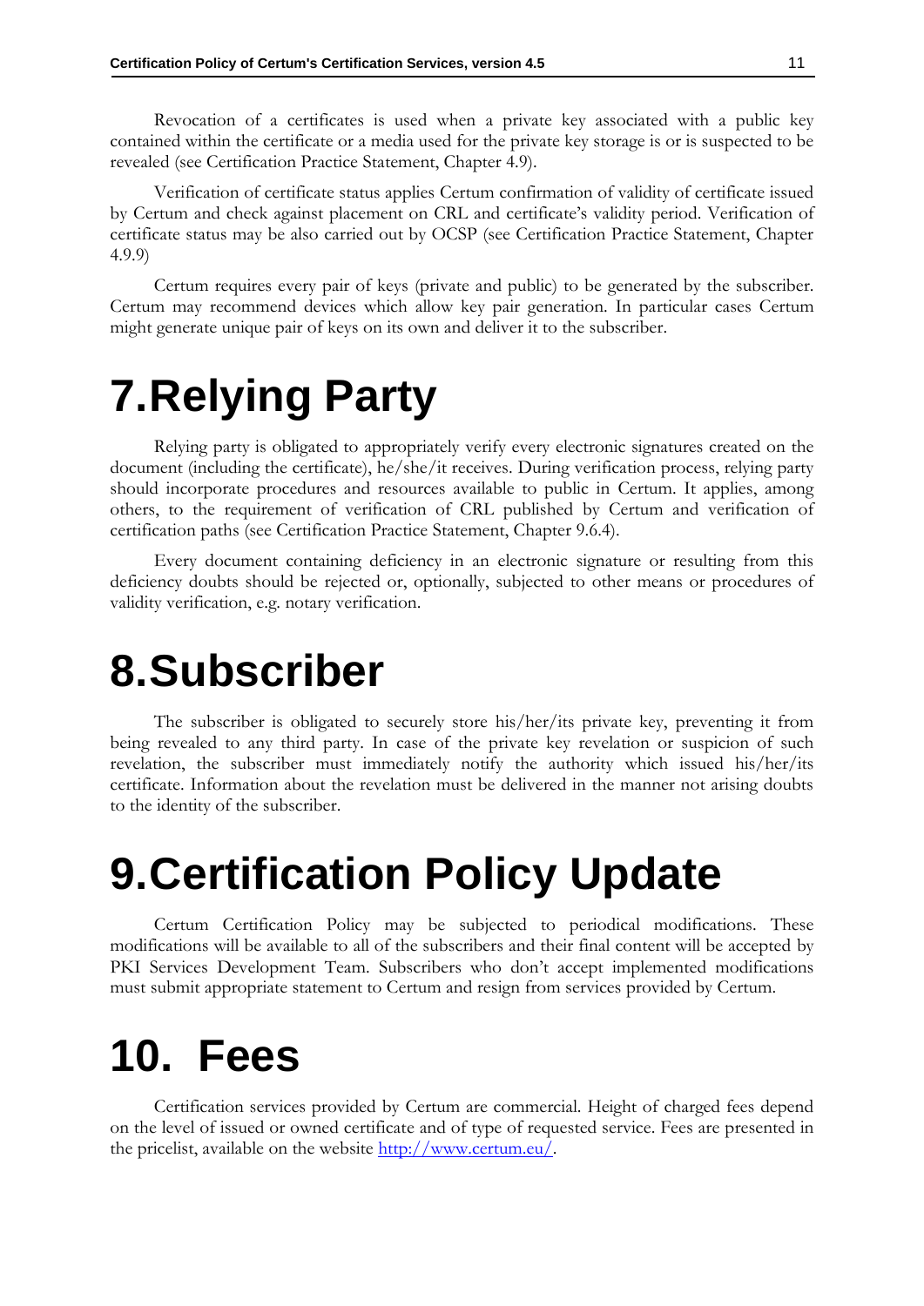Revocation of a certificates is used when a private key associated with a public key contained within the certificate or a media used for the private key storage is or is suspected to be revealed (see Certification Practice Statement, Chapter 4.9).

Verification of certificate status applies Certum confirmation of validity of certificate issued by Certum and check against placement on CRL and certificate's validity period. Verification of certificate status may be also carried out by OCSP (see Certification Practice Statement, Chapter 4.9.9)

Certum requires every pair of keys (private and public) to be generated by the subscriber. Certum may recommend devices which allow key pair generation. In particular cases Certum might generate unique pair of keys on its own and deliver it to the subscriber.

# 7. Relying Party

Relying party is obligated to appropriately verify every electronic signatures created on the document (including the certificate), he/she/it receives. During verification process, relying party should incorporate procedures and resources available to public in Certum. It applies, among others, to the requirement of verification of CRL published by Certum and verification of certification paths (see Certification Practice Statement, Chapter 9.6.4).

Every document containing deficiency in an electronic signature or resulting from this deficiency doubts should be rejected or, optionally, subjected to other means or procedures of validity verification, e.g. notary verification.

# 8. Subscriber

The subscriber is obligated to securely store his/her/its private key, preventing it from being revealed to any third party. In case of the private key revelation or suspicion of such revelation, the subscriber must immediately notify the authority which issued his/her/its certificate. Information about the revelation must be delivered in the manner not arising doubts to the identity of the subscriber.

# 9. Certification Policy Update

Certum Certification Policy may be subjected to periodical modifications. These modifications will be available to all of the subscribers and their final content will be accepted by PKI Services Development Team. Subscribers who don't accept implemented modifications must submit appropriate statement to Certum and resign from services provided by Certum.

# 10. Fees

Certification services provided by Certum are commercial. Height of charged fees depend on the level of issued or owned certificate and of type of requested service. Fees are presented in the pricelist, available on the website [http://www.certum.eu/](http://www.certum.eu/).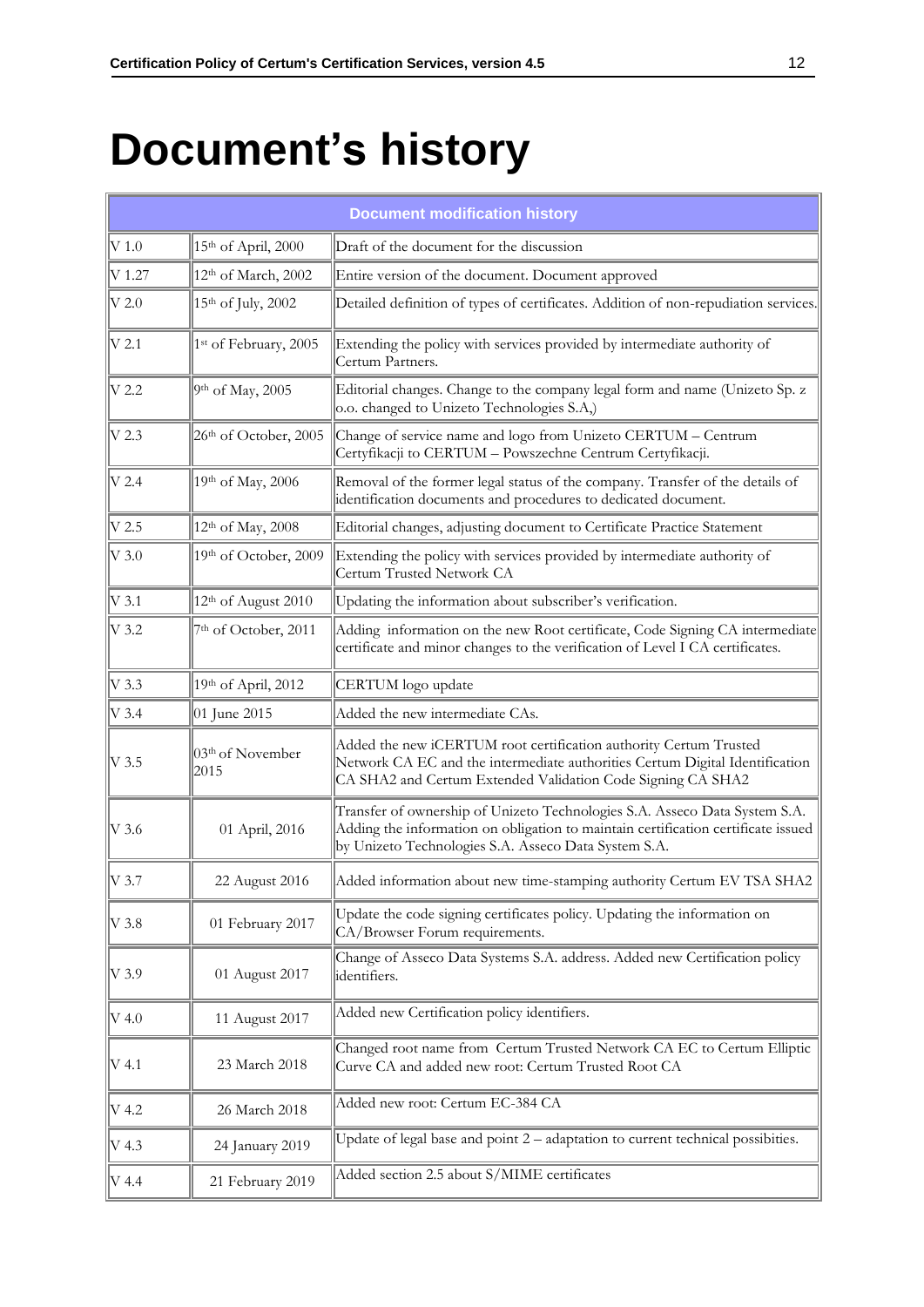# Document's history

| Document modification history | | |
|---|---|---|
| V 1.0 | 15th of April, 2000 | Draft of the document for the discussion |
| V 1.27 | 12th of March, 2002 | Entire version of the document. Document approved |
| V 2.0 | 15th of July, 2002 | Detailed definition of types of certificates. Addition of non-repudiation services. |
| V 2.1 | 1st of February, 2005 | Extending the policy with services provided by intermediate authority of Certum Partners. |
| V 2.2 | 9th of May, 2005 | Editorial changes. Change to the company legal form and name (Unizeto Sp. z o.o. changed to Unizeto Technologies S.A,) |
| V 2.3 | 26th of October, 2005 | Change of service name and logo from Unizeto CERTUM – Centrum Certyfikacji to CERTUM – Powszechne Centrum Certyfikacji. |
| V 2.4 | 19th of May, 2006 | Removal of the former legal status of the company. Transfer of the details of identification documents and procedures to dedicated document. |
| V 2.5 | 12th of May, 2008 | Editorial changes, adjusting document to Certificate Practice Statement |
| V 3.0 | 19th of October, 2009 | Extending the policy with services provided by intermediate authority of Certum Trusted Network CA |
| V 3.1 | 12th of August 2010 | Updating the information about subscriber's verification. |
| V 3.2 | 7th of October, 2011 | Adding information on the new Root certificate, Code Signing CA intermediate certificate and minor changes to the verification of Level I CA certificates. |
| V 3.3 | 19th of April, 2012 | CERTUM logo update |
| V 3.4 | 01 June 2015 | Added the new intermediate CAs. |
| V 3.5 | 03th of November 2015 | Added the new iCERTUM root certification authority Certum Trusted Network CA EC and the intermediate authorities Certum Digital Identification CA SHA2 and Certum Extended Validation Code Signing CA SHA2 |
| V 3.6 | 01 April, 2016 | Transfer of ownership of Unizeto Technologies S.A. Asseco Data System S.A. Adding the information on obligation to maintain certification certificate issued by Unizeto Technologies S.A. Asseco Data System S.A. |
| V 3.7 | 22 August 2016 | Added information about new time-stamping authority Certum EV TSA SHA2 |
| V 3.8 | 01 February 2017 | Update the code signing certificates policy. Updating the information on CA/Browser Forum requirements. |
| V 3.9 | 01 August 2017 | Change of Asseco Data Systems S.A. address. Added new Certification policy identifiers. |
| V 4.0 | 11 August 2017 | Added new Certification policy identifiers. |
| V 4.1 | 23 March 2018 | Changed root name from Certum Trusted Network CA EC to Certum Elliptic Curve CA and added new root: Certum Trusted Root CA |
| V 4.2 | 26 March 2018 | Added new root: Certum EC-384 CA |
| V 4.3 | 24 January 2019 | Update of legal base and point 2 – adaptation to current technical possibities. |
| V 4.4 | 21 February 2019 | Added section 2.5 about S/MIME certificates |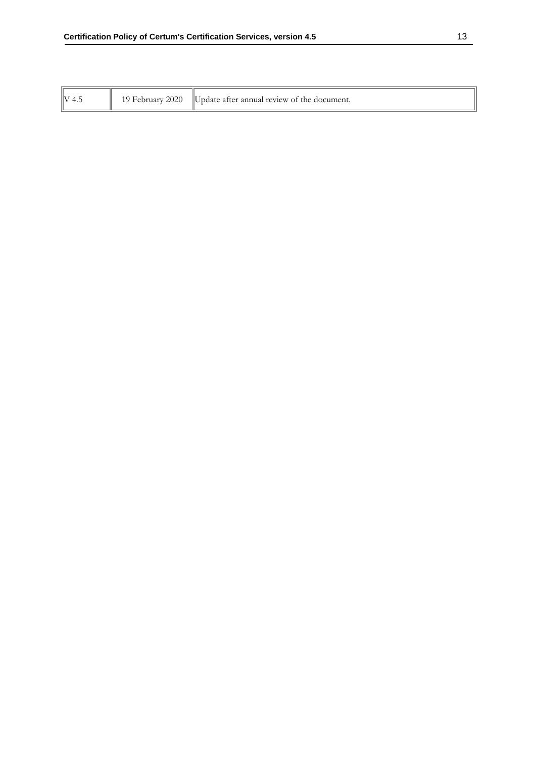| | | |
|---|---|---|
| V 4.5 | 19 February 2020 | Update after annual review of the document. |